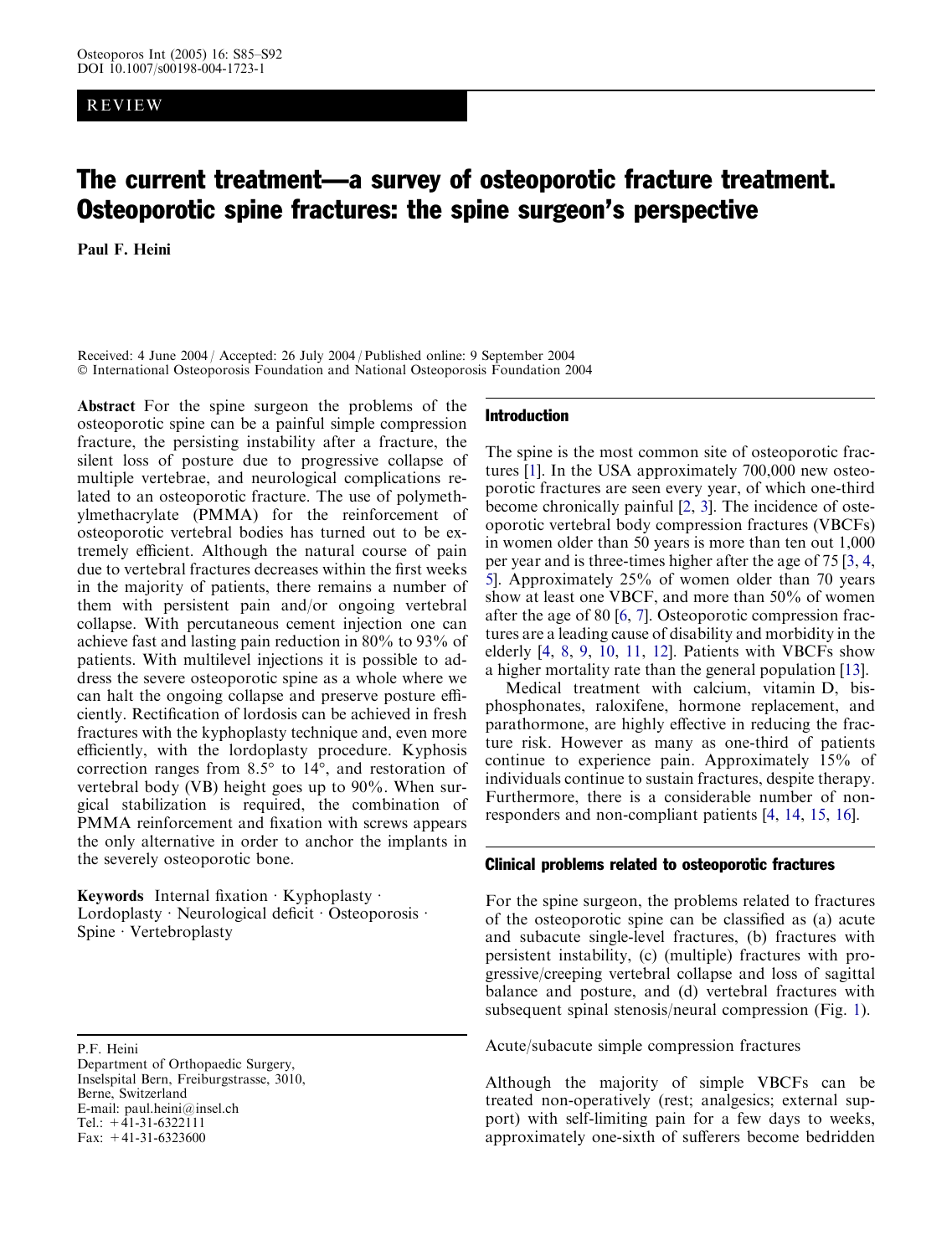REVIEW

# The current treatment—a survey of osteoporotic fracture treatment. Osteoporotic spine fractures: the spine surgeon's perspective

**Paul F. Heini**

Received: 4 June 2004 / Accepted: 26 July 2004 / Published online: 9 September 2004
© International Osteoporosis Foundation and National Osteoporosis Foundation 2004

**Abstract** For the spine surgeon the problems of the osteoporotic spine can be a painful simple compression fracture, the persisting instability after a fracture, the silent loss of posture due to progressive collapse of multiple vertebrae, and neurological complications related to an osteoporotic fracture. The use of polymethylmethacrylate (PMMA) for the reinforcement of osteoporotic vertebral bodies has turned out to be extremely efficient. Although the natural course of pain due to vertebral fractures decreases within the first weeks in the majority of patients, there remains a number of them with persistent pain and/or ongoing vertebral collapse. With percutaneous cement injection one can achieve fast and lasting pain reduction in 80% to 93% of patients. With multilevel injections it is possible to address the severe osteoporotic spine as a whole where we can halt the ongoing collapse and preserve posture efficiently. Rectification of lordosis can be achieved in fresh fractures with the kyphoplasty technique and, even more efficiently, with the lordoplasty procedure. Kyphosis correction ranges from 8.5° to 14°, and restoration of vertebral body (VB) height goes up to 90%. When surgical stabilization is required, the combination of PMMA reinforcement and fixation with screws appears the only alternative in order to anchor the implants in the severely osteoporotic bone.

**Keywords** Internal fixation · Kyphoplasty · Lordoplasty · Neurological deficit · Osteoporosis · Spine · Vertebroplasty

P.F. Heini
Department of Orthopaedic Surgery,
Inselspital Bern, Freiburgstrasse, 3010,
Berne, Switzerland
E-mail: paul.heini@insel.ch
Tel.: +41-31-6322111
Fax: +41-31-6323600

## Introduction

The spine is the most common site of osteoporotic fractures [1]. In the USA approximately 700,000 new osteoporotic fractures are seen every year, of which one-third become chronically painful [2, 3]. The incidence of osteoporotic vertebral body compression fractures (VBCFs) in women older than 50 years is more than ten out 1,000 per year and is three-times higher after the age of 75 [3, 4, 5]. Approximately 25% of women older than 70 years show at least one VBCF, and more than 50% of women after the age of 80 [6, 7]. Osteoporotic compression fractures are a leading cause of disability and morbidity in the elderly [4, 8, 9, 10, 11, 12]. Patients with VBCFs show a higher mortality rate than the general population [13].

Medical treatment with calcium, vitamin D, bisphosphonates, raloxifene, hormone replacement, and parathormone, are highly effective in reducing the fracture risk. However as many as one-third of patients continue to experience pain. Approximately 15% of individuals continue to sustain fractures, despite therapy. Furthermore, there is a considerable number of non-responders and non-compliant patients [4, 14, 15, 16].

## Clinical problems related to osteoporotic fractures

For the spine surgeon, the problems related to fractures of the osteoporotic spine can be classified as (a) acute and subacute single-level fractures, (b) fractures with persistent instability, (c) (multiple) fractures with progressive/creeping vertebral collapse and loss of sagittal balance and posture, and (d) vertebral fractures with subsequent spinal stenosis/neural compression (Fig. 1).

### Acute/subacute simple compression fractures

Although the majority of simple VBCFs can be treated non-operatively (rest; analgesics; external support) with self-limiting pain for a few days to weeks, approximately one-sixth of sufferers become bedridden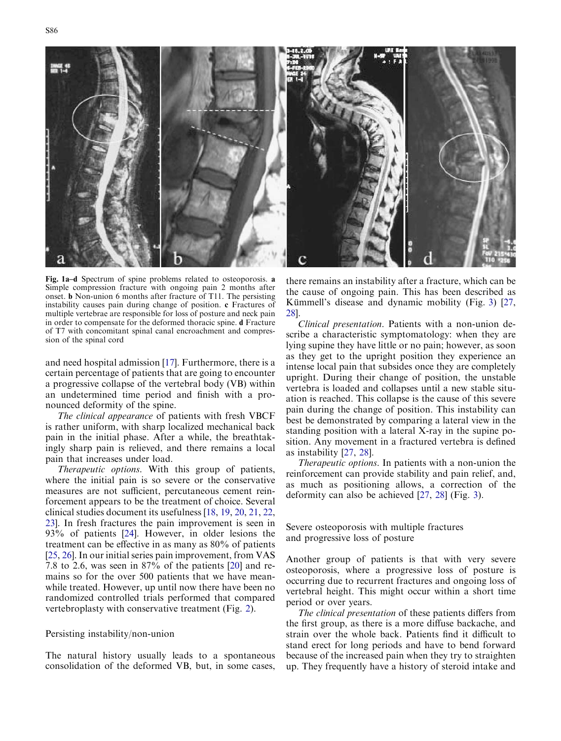**Fig. 1a–d** Spectrum of spine problems related to osteoporosis. **a** Simple compression fracture with ongoing pain 2 months after onset. **b** Non-union 6 months after fracture of T11. The persisting instability causes pain during change of position. **c** Fractures of multiple vertebrae are responsible for loss of posture and neck pain in order to compensate for the deformed thoracic spine. **d** Fracture of T7 with concomitant spinal canal encroachment and compression of the spinal cord

and need hospital admission [17]. Furthermore, there is a certain percentage of patients that are going to encounter a progressive collapse of the vertebral body (VB) within an undetermined time period and finish with a pronounced deformity of the spine.

*The clinical appearance* of patients with fresh VBCF is rather uniform, with sharp localized mechanical back pain in the initial phase. After a while, the breathtakingly sharp pain is relieved, and there remains a local pain that increases under load.

*Therapeutic options*. With this group of patients, where the initial pain is so severe or the conservative measures are not sufficient, percutaneous cement reinforcement appears to be the treatment of choice. Several clinical studies document its usefulness [18, 19, 20, 21, 22, 23]. In fresh fractures the pain improvement is seen in 93% of patients [24]. However, in older lesions the treatment can be effective in as many as 80% of patients [25, 26]. In our initial series pain improvement, from VAS 7.8 to 2.6, was seen in 87% of the patients [20] and remains so for the over 500 patients that we have meanwhile treated. However, up until now there have been no randomized controlled trials performed that compared vertebroplasty with conservative treatment (Fig. 2).

## Persisting instability/non-union

The natural history usually leads to a spontaneous consolidation of the deformed VB, but, in some cases, there remains an instability after a fracture, which can be the cause of ongoing pain. This has been described as Kümmell's disease and dynamic mobility (Fig. 3) [27, 28].

*Clinical presentation*. Patients with a non-union describe a characteristic symptomatology: when they are lying supine they have little or no pain; however, as soon as they get to the upright position they experience an intense local pain that subsides once they are completely upright. During their change of position, the unstable vertebra is loaded and collapses until a new stable situation is reached. This collapse is the cause of this severe pain during the change of position. This instability can best be demonstrated by comparing a lateral view in the standing position with a lateral X-ray in the supine position. Any movement in a fractured vertebra is defined as instability [27, 28].

*Therapeutic options*. In patients with a non-union the reinforcement can provide stability and pain relief, and, as much as positioning allows, a correction of the deformity can also be achieved [27, 28] (Fig. 3).

## Severe osteoporosis with multiple fractures and progressive loss of posture

Another group of patients is that with very severe osteoporosis, where a progressive loss of posture is occurring due to recurrent fractures and ongoing loss of vertebral height. This might occur within a short time period or over years.

*The clinical presentation* of these patients differs from the first group, as there is a more diffuse backache, and strain over the whole back. Patients find it difficult to stand erect for long periods and have to bend forward because of the increased pain when they try to straighten up. They frequently have a history of steroid intake and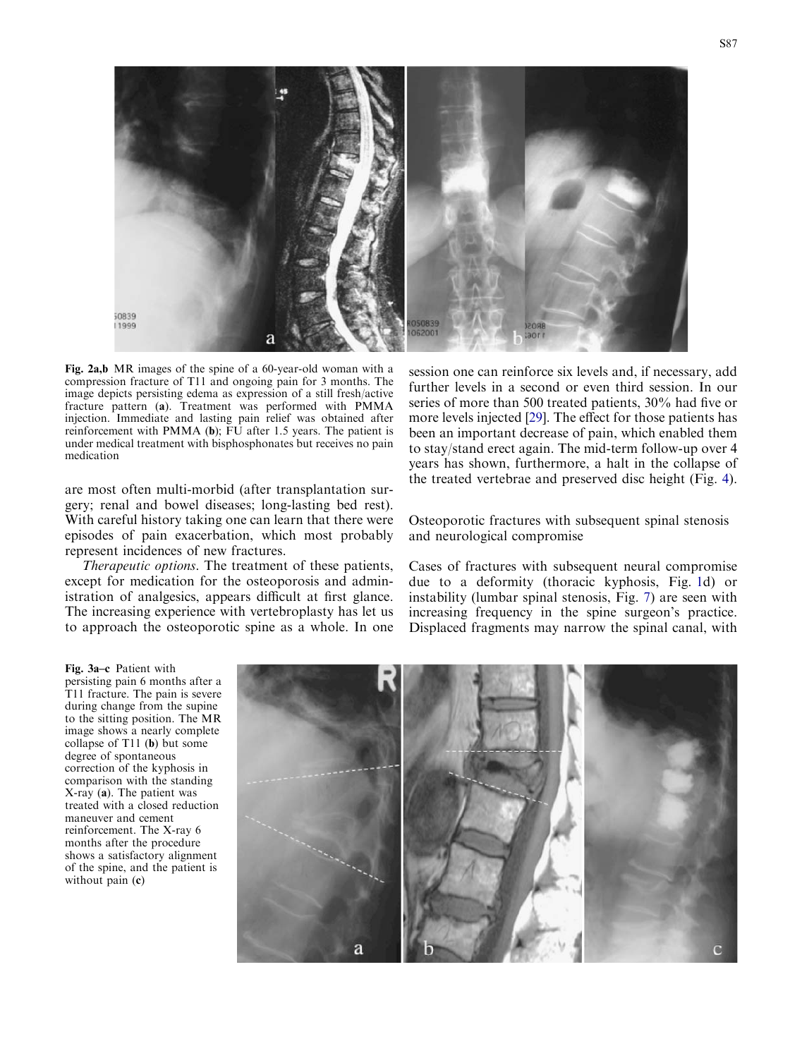Fig. 2a,b MR images of the spine of a 60-year-old woman with a compression fracture of T11 and ongoing pain for 3 months. The image depicts persisting edema as expression of a still fresh/active fracture pattern (**a**). Treatment was performed with PMMA injection. Immediate and lasting pain relief was obtained after reinforcement with PMMA (**b**); FU after 1.5 years. The patient is under medical treatment with bisphosphonates but receives no pain medication

are most often multi-morbid (after transplantation surgery; renal and bowel diseases; long-lasting bed rest). With careful history taking one can learn that there were episodes of pain exacerbation, which most probably represent incidences of new fractures.

*Therapeutic options*. The treatment of these patients, except for medication for the osteoporosis and administration of analgesics, appears difficult at first glance. The increasing experience with vertebroplasty has let us to approach the osteoporotic spine as a whole. In one session one can reinforce six levels and, if necessary, add further levels in a second or even third session. In our series of more than 500 treated patients, 30% had five or more levels injected [29]. The effect for those patients has been an important decrease of pain, which enabled them to stay/stand erect again. The mid-term follow-up over 4 years has shown, furthermore, a halt in the collapse of the treated vertebrae and preserved disc height (Fig. 4).

## Osteoporotic fractures with subsequent spinal stenosis and neurological compromise

Cases of fractures with subsequent neural compromise due to a deformity (thoracic kyphosis, Fig. 1d) or instability (lumbar spinal stenosis, Fig. 7) are seen with increasing frequency in the spine surgeon's practice. Displaced fragments may narrow the spinal canal, with

Fig. 3a–c Patient with persisting pain 6 months after a T11 fracture. The pain is severe during change from the supine to the sitting position. The MR image shows a nearly complete collapse of T11 (**b**) but some degree of spontaneous correction of the kyphosis in comparison with the standing X-ray (**a**). The patient was treated with a closed reduction maneuver and cement reinforcement. The X-ray 6 months after the procedure shows a satisfactory alignment of the spine, and the patient is without pain (**c**)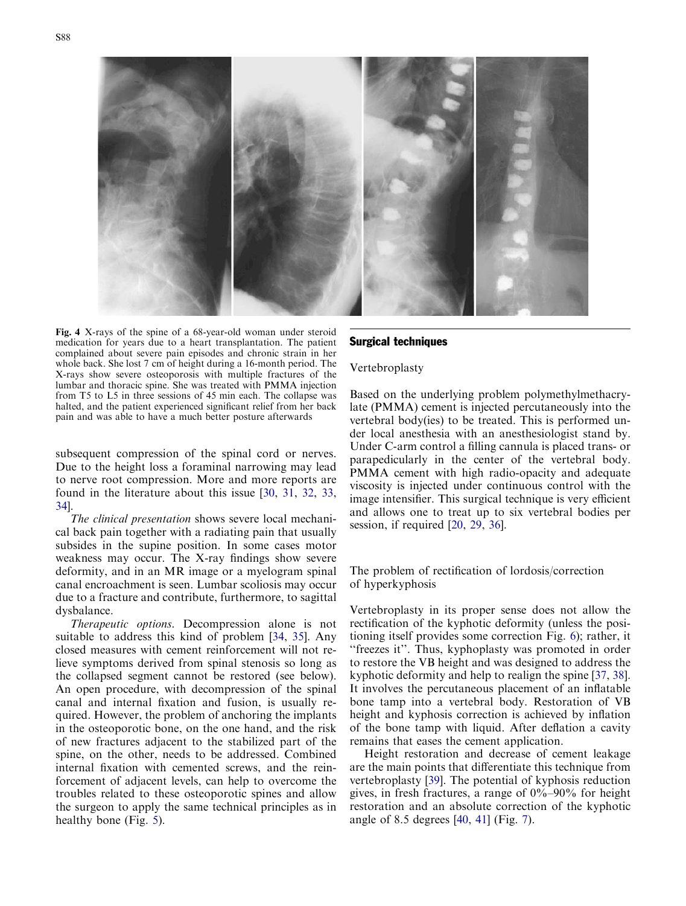Fig. 4 X-rays of the spine of a 68-year-old woman under steroid medication for years due to a heart transplantation. The patient complained about severe pain episodes and chronic strain in her whole back. She lost 7 cm of height during a 16-month period. The X-rays show severe osteoporosis with multiple fractures of the lumbar and thoracic spine. She was treated with PMMA injection from T5 to L5 in three sessions of 45 min each. The collapse was halted, and the patient experienced significant relief from her back pain and was able to have a much better posture afterwards

subsequent compression of the spinal cord or nerves. Due to the height loss a foraminal narrowing may lead to nerve root compression. More and more reports are found in the literature about this issue [30, 31, 32, 33, 34].

*The clinical presentation* shows severe local mechanical back pain together with a radiating pain that usually subsides in the supine position. In some cases motor weakness may occur. The X-ray findings show severe deformity, and in an MR image or a myelogram spinal canal encroachment is seen. Lumbar scoliosis may occur due to a fracture and contribute, furthermore, to sagittal dysbalance.

*Therapeutic options.* Decompression alone is not suitable to address this kind of problem [34, 35]. Any closed measures with cement reinforcement will not relieve symptoms derived from spinal stenosis so long as the collapsed segment cannot be restored (see below). An open procedure, with decompression of the spinal canal and internal fixation and fusion, is usually required. However, the problem of anchoring the implants in the osteoporotic bone, on the one hand, and the risk of new fractures adjacent to the stabilized part of the spine, on the other, needs to be addressed. Combined internal fixation with cemented screws, and the reinforcement of adjacent levels, can help to overcome the troubles related to these osteoporotic spines and allow the surgeon to apply the same technical principles as in healthy bone (Fig. 5).

## Surgical techniques

### Vertebroplasty

Based on the underlying problem polymethylmethacrylate (PMMA) cement is injected percutaneously into the vertebral body(ies) to be treated. This is performed under local anesthesia with an anesthesiologist stand by. Under C-arm control a filling cannula is placed trans- or parapedicularly in the center of the vertebral body. PMMA cement with high radio-opacity and adequate viscosity is injected under continuous control with the image intensifier. This surgical technique is very efficient and allows one to treat up to six vertebral bodies per session, if required [20, 29, 36].

### The problem of rectification of lordosis/correction of hyperkyphosis

Vertebroplasty in its proper sense does not allow the rectification of the kyphotic deformity (unless the positioning itself provides some correction Fig. 6); rather, it "freezes it". Thus, kyphoplasty was promoted in order to restore the VB height and was designed to address the kyphotic deformity and help to realign the spine [37, 38]. It involves the percutaneous placement of an inflatable bone tamp into a vertebral body. Restoration of VB height and kyphosis correction is achieved by inflation of the bone tamp with liquid. After deflation a cavity remains that eases the cement application.

Height restoration and decrease of cement leakage are the main points that differentiate this technique from vertebroplasty [39]. The potential of kyphosis reduction gives, in fresh fractures, a range of 0%–90% for height restoration and an absolute correction of the kyphotic angle of 8.5 degrees [40, 41] (Fig. 7).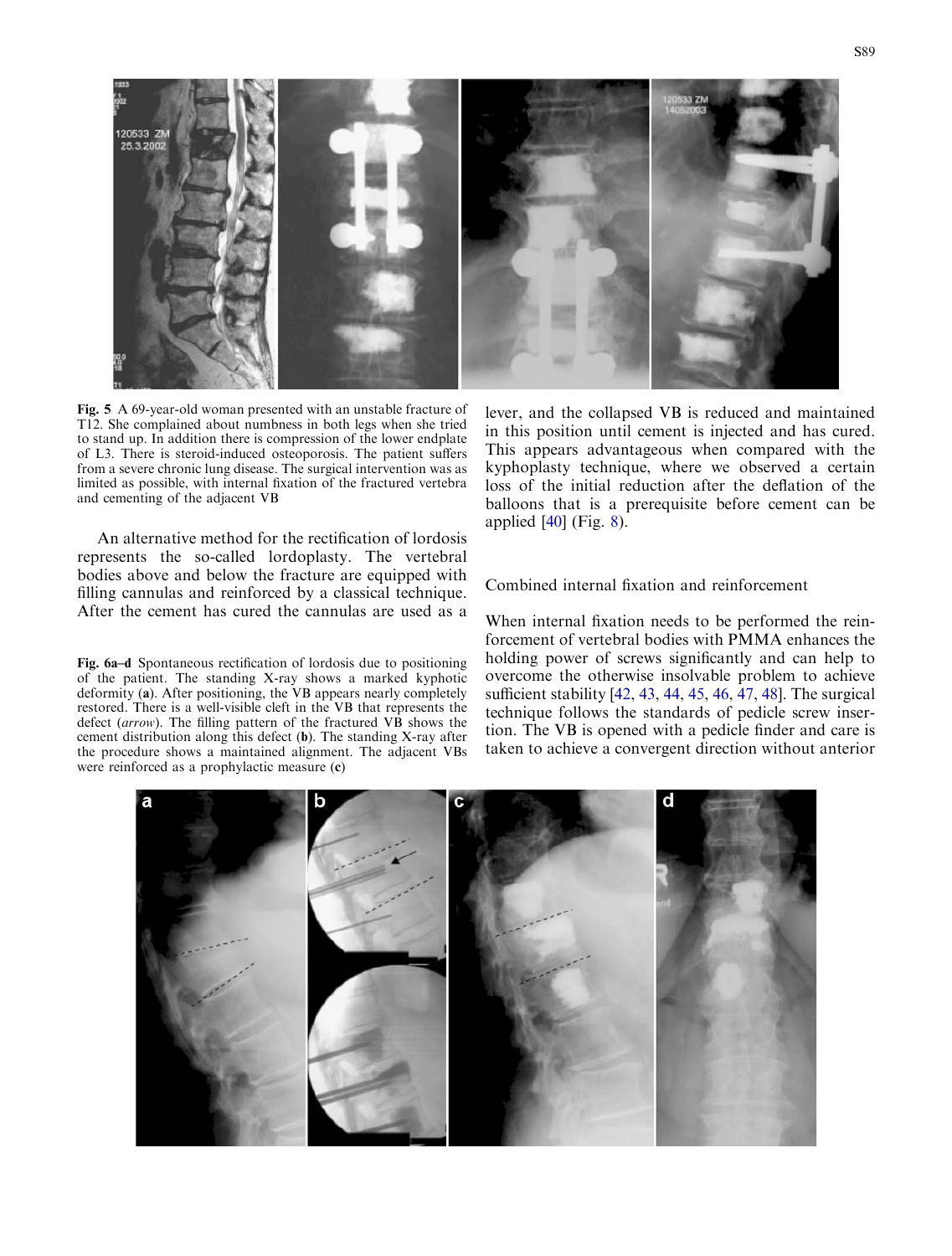**Fig. 5** A 69-year-old woman presented with an unstable fracture of T12. She complained about numbness in both legs when she tried to stand up. In addition there is compression of the lower endplate of L3. There is steroid-induced osteoporosis. The patient suffers from a severe chronic lung disease. The surgical intervention was as limited as possible, with internal fixation of the fractured vertebra and cementing of the adjacent VB

An alternative method for the rectification of lordosis represents the so-called lordoplasty. The vertebral bodies above and below the fracture are equipped with filling cannulas and reinforced by a classical technique. After the cement has cured the cannulas are used as a lever, and the collapsed VB is reduced and maintained in this position until cement is injected and has cured. This appears advantageous when compared with the kyphoplasty technique, where we observed a certain loss of the initial reduction after the deflation of the balloons that is a prerequisite before cement can be applied [40] (Fig. 8).

**Fig. 6a–d** Spontaneous rectification of lordosis due to positioning of the patient. The standing X-ray shows a marked kyphotic deformity (**a**). After positioning, the VB appears nearly completely restored. There is a well-visible cleft in the VB that represents the defect (*arrow*). The filling pattern of the fractured VB shows the cement distribution along this defect (**b**). The standing X-ray after the procedure shows a maintained alignment. The adjacent VBs were reinforced as a prophylactic measure (**c**)

## Combined internal fixation and reinforcement

When internal fixation needs to be performed the reinforcement of vertebral bodies with PMMA enhances the holding power of screws significantly and can help to overcome the otherwise insolvable problem to achieve sufficient stability [42, 43, 44, 45, 46, 47, 48]. The surgical technique follows the standards of pedicle screw insertion. The VB is opened with a pedicle finder and care is taken to achieve a convergent direction without anterior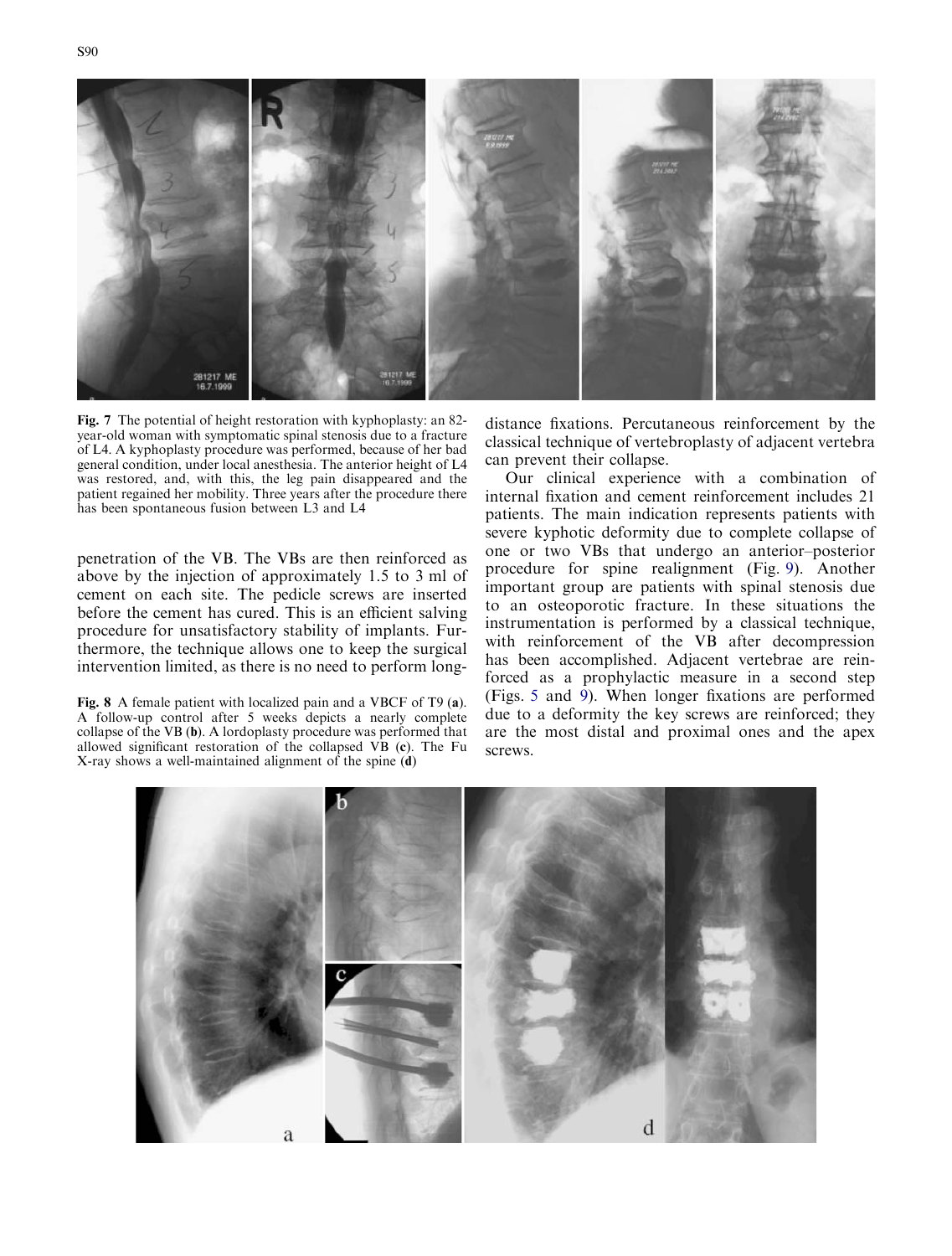Fig. 7 The potential of height restoration with kyphoplasty: an 82-year-old woman with symptomatic spinal stenosis due to a fracture of L4. A kyphoplasty procedure was performed, because of her bad general condition, under local anesthesia. The anterior height of L4 was restored, and, with this, the leg pain disappeared and the patient regained her mobility. Three years after the procedure there has been spontaneous fusion between L3 and L4

penetration of the VB. The VBs are then reinforced as above by the injection of approximately 1.5 to 3 ml of cement on each site. The pedicle screws are inserted before the cement has cured. This is an efficient salving procedure for unsatisfactory stability of implants. Furthermore, the technique allows one to keep the surgical intervention limited, as there is no need to perform long-distance fixations. Percutaneous reinforcement by the classical technique of vertebroplasty of adjacent vertebra can prevent their collapse.

Fig. 8 A female patient with localized pain and a VBCF of T9 (**a**). A follow-up control after 5 weeks depicts a nearly complete collapse of the VB (**b**). A lordoplasty procedure was performed that allowed significant restoration of the collapsed VB (**c**). The Fu X-ray shows a well-maintained alignment of the spine (**d**)

Our clinical experience with a combination of internal fixation and cement reinforcement includes 21 patients. The main indication represents patients with severe kyphotic deformity due to complete collapse of one or two VBs that undergo an anterior–posterior procedure for spine realignment (Fig. 9). Another important group are patients with spinal stenosis due to an osteoporotic fracture. In these situations the instrumentation is performed by a classical technique, with reinforcement of the VB after decompression has been accomplished. Adjacent vertebrae are reinforced as a prophylactic measure in a second step (Figs. 5 and 9). When longer fixations are performed due to a deformity the key screws are reinforced; they are the most distal and proximal ones and the apex screws.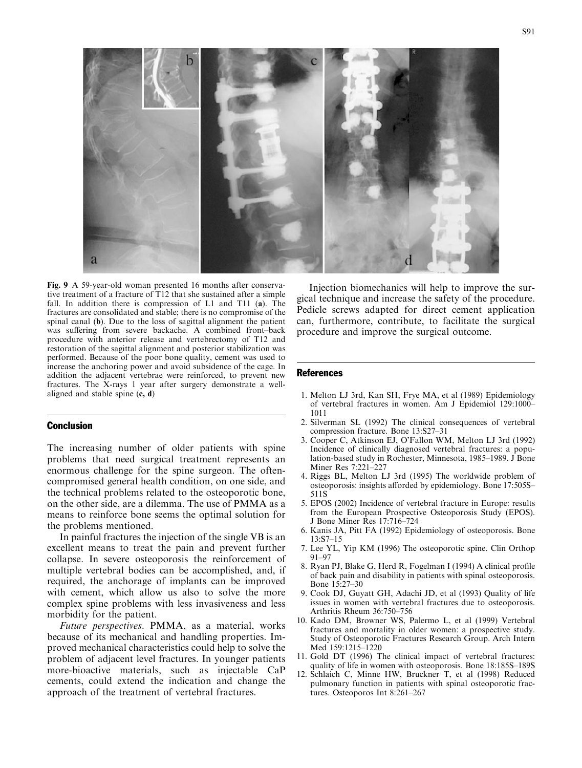**Fig. 9** A 59-year-old woman presented 16 months after conservative treatment of a fracture of T12 that she sustained after a simple fall. In addition there is compression of L1 and T11 (**a**). The fractures are consolidated and stable; there is no compromise of the spinal canal (**b**). Due to the loss of sagittal alignment the patient was suffering from severe backache. A combined front–back procedure with anterior release and vertebrectomy of T12 and restoration of the sagittal alignment and posterior stabilization was performed. Because of the poor bone quality, cement was used to increase the anchoring power and avoid subsidence of the cage. In addition the adjacent vertebrae were reinforced, to prevent new fractures. The X-rays 1 year after surgery demonstrate a well-aligned and stable spine (**c, d**)

## Conclusion

The increasing number of older patients with spine problems that need surgical treatment represents an enormous challenge for the spine surgeon. The often-compromised general health condition, on one side, and the technical problems related to the osteoporotic bone, on the other side, are a dilemma. The use of PMMA as a means to reinforce bone seems the optimal solution for the problems mentioned.

In painful fractures the injection of the single VB is an excellent means to treat the pain and prevent further collapse. In severe osteoporosis the reinforcement of multiple vertebral bodies can be accomplished, and, if required, the anchorage of implants can be improved with cement, which allow us also to solve the more complex spine problems with less invasiveness and less morbidity for the patient.

*Future perspectives*. PMMA, as a material, works because of its mechanical and handling properties. Improved mechanical characteristics could help to solve the problem of adjacent level fractures. In younger patients more-bioactive materials, such as injectable CaP cements, could extend the indication and change the approach of the treatment of vertebral fractures.

Injection biomechanics will help to improve the surgical technique and increase the safety of the procedure. Pedicle screws adapted for direct cement application can, furthermore, contribute, to facilitate the surgical procedure and improve the surgical outcome.

## References

1. Melton LJ 3rd, Kan SH, Frye MA, et al (1989) Epidemiology of vertebral fractures in women. Am J Epidemiol 129:1000–1011
2. Silverman SL (1992) The clinical consequences of vertebral compression fracture. Bone 13:S27–31
3. Cooper C, Atkinson EJ, O'Fallon WM, Melton LJ 3rd (1992) Incidence of clinically diagnosed vertebral fractures: a population-based study in Rochester, Minnesota, 1985–1989. J Bone Miner Res 7:221–227
4. Riggs BL, Melton LJ 3rd (1995) The worldwide problem of osteoporosis: insights afforded by epidemiology. Bone 17:505S–511S
5. EPOS (2002) Incidence of vertebral fracture in Europe: results from the European Prospective Osteoporosis Study (EPOS). J Bone Miner Res 17:716–724
6. Kanis JA, Pitt FA (1992) Epidemiology of osteoporosis. Bone 13:S7–15
7. Lee YL, Yip KM (1996) The osteoporotic spine. Clin Orthop 91–97
8. Ryan PJ, Blake G, Herd R, Fogelman I (1994) A clinical profile of back pain and disability in patients with spinal osteoporosis. Bone 15:27–30
9. Cook DJ, Guyatt GH, Adachi JD, et al (1993) Quality of life issues in women with vertebral fractures due to osteoporosis. Arthritis Rheum 36:750–756
10. Kado DM, Browner WS, Palermo L, et al (1999) Vertebral fractures and mortality in older women: a prospective study. Study of Osteoporotic Fractures Research Group. Arch Intern Med 159:1215–1220
11. Gold DT (1996) The clinical impact of vertebral fractures: quality of life in women with osteoporosis. Bone 18:185S–189S
12. Schlaich C, Minne HW, Bruckner T, et al (1998) Reduced pulmonary function in patients with spinal osteoporotic fractures. Osteoporos Int 8:261–267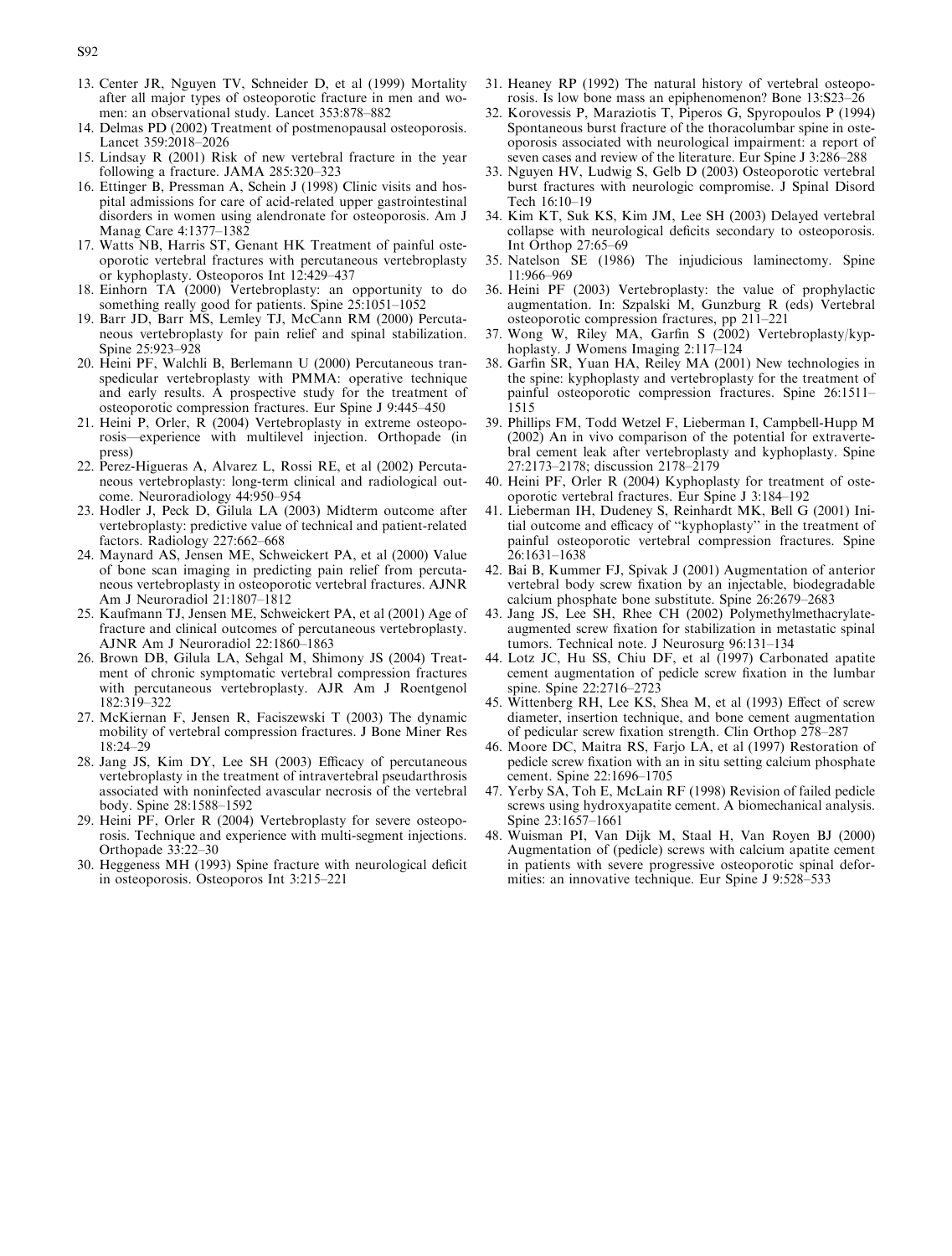13. Center JR, Nguyen TV, Schneider D, et al (1999) Mortality after all major types of osteoporotic fracture in men and women: an observational study. Lancet 353:878–882
14. Delmas PD (2002) Treatment of postmenopausal osteoporosis. Lancet 359:2018–2026
15. Lindsay R (2001) Risk of new vertebral fracture in the year following a fracture. JAMA 285:320–323
16. Ettinger B, Pressman A, Schein J (1998) Clinic visits and hospital admissions for care of acid-related upper gastrointestinal disorders in women using alendronate for osteoporosis. Am J Manag Care 4:1377–1382
17. Watts NB, Harris ST, Genant HK Treatment of painful osteoporotic vertebral fractures with percutaneous vertebroplasty or kyphoplasty. Osteoporos Int 12:429–437
18. Einhorn TA (2000) Vertebroplasty: an opportunity to do something really good for patients. Spine 25:1051–1052
19. Barr JD, Barr MS, Lemley TJ, McCann RM (2000) Percutaneous vertebroplasty for pain relief and spinal stabilization. Spine 25:923–928
20. Heini PF, Walchli B, Berlemann U (2000) Percutaneous transpedicular vertebroplasty with PMMA: operative technique and early results. A prospective study for the treatment of osteoporotic compression fractures. Eur Spine J 9:445–450
21. Heini P, Orler, R (2004) Vertebroplasty in extreme osteoporosis—experience with multilevel injection. Orthopade (in press)
22. Perez-Higueras A, Alvarez L, Rossi RE, et al (2002) Percutaneous vertebroplasty: long-term clinical and radiological outcome. Neuroradiology 44:950–954
23. Hodler J, Peck D, Gilula LA (2003) Midterm outcome after vertebroplasty: predictive value of technical and patient-related factors. Radiology 227:662–668
24. Maynard AS, Jensen ME, Schweickert PA, et al (2000) Value of bone scan imaging in predicting pain relief from percutaneous vertebroplasty in osteoporotic vertebral fractures. AJNR Am J Neuroradiol 21:1807–1812
25. Kaufmann TJ, Jensen ME, Schweickert PA, et al (2001) Age of fracture and clinical outcomes of percutaneous vertebroplasty. AJNR Am J Neuroradiol 22:1860–1863
26. Brown DB, Gilula LA, Sehgal M, Shimony JS (2004) Treatment of chronic symptomatic vertebral compression fractures with percutaneous vertebroplasty. AJR Am J Roentgenol 182:319–322
27. McKiernan F, Jensen R, Faciszewski T (2003) The dynamic mobility of vertebral compression fractures. J Bone Miner Res 18:24–29
28. Jang JS, Kim DY, Lee SH (2003) Efficacy of percutaneous vertebroplasty in the treatment of intravertebral pseudarthrosis associated with noninfected avascular necrosis of the vertebral body. Spine 28:1588–1592
29. Heini PF, Orler R (2004) Vertebroplasty for severe osteoporosis. Technique and experience with multi-segment injections. Orthopade 33:22–30
30. Heggeness MH (1993) Spine fracture with neurological deficit in osteoporosis. Osteoporos Int 3:215–221
31. Heaney RP (1992) The natural history of vertebral osteoporosis. Is low bone mass an epiphenomenon? Bone 13:S23–26
32. Korovessis P, Maraziotis T, Piperos G, Spyropoulos P (1994) Spontaneous burst fracture of the thoracolumbar spine in osteoporosis associated with neurological impairment: a report of seven cases and review of the literature. Eur Spine J 3:286–288
33. Nguyen HV, Ludwig S, Gelb D (2003) Osteoporotic vertebral burst fractures with neurologic compromise. J Spinal Disord Tech 16:10–19
34. Kim KT, Suk KS, Kim JM, Lee SH (2003) Delayed vertebral collapse with neurological deficits secondary to osteoporosis. Int Orthop 27:65–69
35. Natelson SE (1986) The injudicious laminectomy. Spine 11:966–969
36. Heini PF (2003) Vertebroplasty: the value of prophylactic augmentation. In: Szpalski M, Gunzburg R (eds) Vertebral osteoporotic compression fractures, pp 211–221
37. Wong W, Riley MA, Garfin S (2002) Vertebroplasty/kyphoplasty. J Womens Imaging 2:117–124
38. Garfin SR, Yuan HA, Reiley MA (2001) New technologies in the spine: kyphoplasty and vertebroplasty for the treatment of painful osteoporotic compression fractures. Spine 26:1511–1515
39. Phillips FM, Todd Wetzel F, Lieberman I, Campbell-Hupp M (2002) An in vivo comparison of the potential for extravertebral cement leak after vertebroplasty and kyphoplasty. Spine 27:2173–2178; discussion 2178–2179
40. Heini PF, Orler R (2004) Kyphoplasty for treatment of osteoporotic vertebral fractures. Eur Spine J 3:184–192
41. Lieberman IH, Dudeney S, Reinhardt MK, Bell G (2001) Initial outcome and efficacy of "kyphoplasty" in the treatment of painful osteoporotic vertebral compression fractures. Spine 26:1631–1638
42. Bai B, Kummer FJ, Spivak J (2001) Augmentation of anterior vertebral body screw fixation by an injectable, biodegradable calcium phosphate bone substitute. Spine 26:2679–2683
43. Jang JS, Lee SH, Rhee CH (2002) Polymethylmethacrylate-augmented screw fixation for stabilization in metastatic spinal tumors. Technical note. J Neurosurg 96:131–134
44. Lotz JC, Hu SS, Chiu DF, et al (1997) Carbonated apatite cement augmentation of pedicle screw fixation in the lumbar spine. Spine 22:2716–2723
45. Wittenberg RH, Lee KS, Shea M, et al (1993) Effect of screw diameter, insertion technique, and bone cement augmentation of pedicular screw fixation strength. Clin Orthop 278–287
46. Moore DC, Maitra RS, Farjo LA, et al (1997) Restoration of pedicle screw fixation with an in situ setting calcium phosphate cement. Spine 22:1696–1705
47. Yerby SA, Toh E, McLain RF (1998) Revision of failed pedicle screws using hydroxyapatite cement. A biomechanical analysis. Spine 23:1657–1661
48. Wuisman PI, Van Dijk M, Staal H, Van Royen BJ (2000) Augmentation of (pedicle) screws with calcium apatite cement in patients with severe progressive osteoporotic spinal deformities: an innovative technique. Eur Spine J 9:528–533